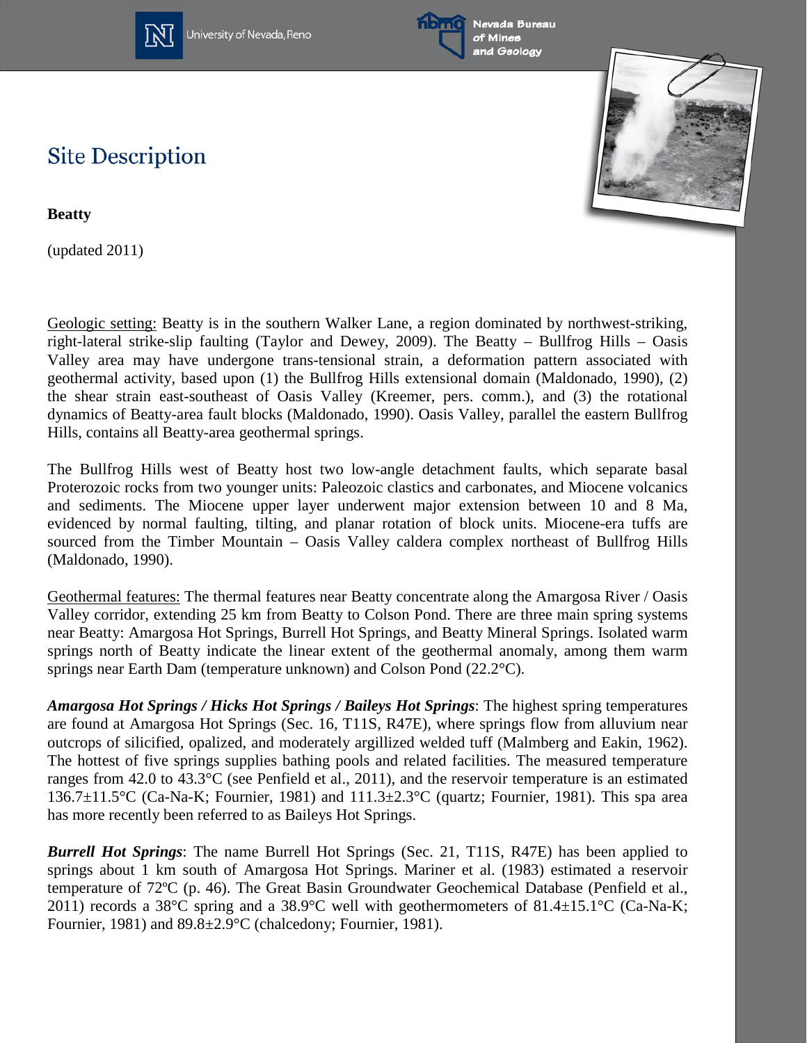# Site Description

**Beatty**

(updated 2011)

Geologic setting: Beatty is in the southern Walker Lane, a region dominated by northwest-striking, right-lateral strike-slip faulting (Taylor and Dewey, 2009). The Beatty – Bullfrog Hills – Oasis Valley area may have undergone trans-tensional strain, a deformation pattern associated with geothermal activity, based upon (1) the Bullfrog Hills extensional domain (Maldonado, 1990), (2) the shear strain east-southeast of Oasis Valley (Kreemer, pers. comm.), and (3) the rotational dynamics of Beatty-area fault blocks (Maldonado, 1990). Oasis Valley, parallel the eastern Bullfrog Hills, contains all Beatty-area geothermal springs.

The Bullfrog Hills west of Beatty host two low-angle detachment faults, which separate basal Proterozoic rocks from two younger units: Paleozoic clastics and carbonates, and Miocene volcanics and sediments. The Miocene upper layer underwent major extension between 10 and 8 Ma, evidenced by normal faulting, tilting, and planar rotation of block units. Miocene-era tuffs are sourced from the Timber Mountain – Oasis Valley caldera complex northeast of Bullfrog Hills (Maldonado, 1990).

Geothermal features: The thermal features near Beatty concentrate along the Amargosa River / Oasis Valley corridor, extending 25 km from Beatty to Colson Pond. There are three main spring systems near Beatty: Amargosa Hot Springs, Burrell Hot Springs, and Beatty Mineral Springs. Isolated warm springs north of Beatty indicate the linear extent of the geothermal anomaly, among them warm springs near Earth Dam (temperature unknown) and Colson Pond (22.2°C).

***Amargosa Hot Springs / Hicks Hot Springs / Baileys Hot Springs***: The highest spring temperatures are found at Amargosa Hot Springs (Sec. 16, T11S, R47E), where springs flow from alluvium near outcrops of silicified, opalized, and moderately argillized welded tuff (Malmberg and Eakin, 1962). The hottest of five springs supplies bathing pools and related facilities. The measured temperature ranges from 42.0 to 43.3°C (see Penfield et al., 2011), and the reservoir temperature is an estimated 136.7±11.5°C (Ca-Na-K; Fournier, 1981) and 111.3±2.3°C (quartz; Fournier, 1981). This spa area has more recently been referred to as Baileys Hot Springs.

***Burrell Hot Springs***: The name Burrell Hot Springs (Sec. 21, T11S, R47E) has been applied to springs about 1 km south of Amargosa Hot Springs. Mariner et al. (1983) estimated a reservoir temperature of 72ºC (p. 46). The Great Basin Groundwater Geochemical Database (Penfield et al., 2011) records a 38°C spring and a 38.9°C well with geothermometers of 81.4±15.1°C (Ca-Na-K; Fournier, 1981) and 89.8±2.9°C (chalcedony; Fournier, 1981).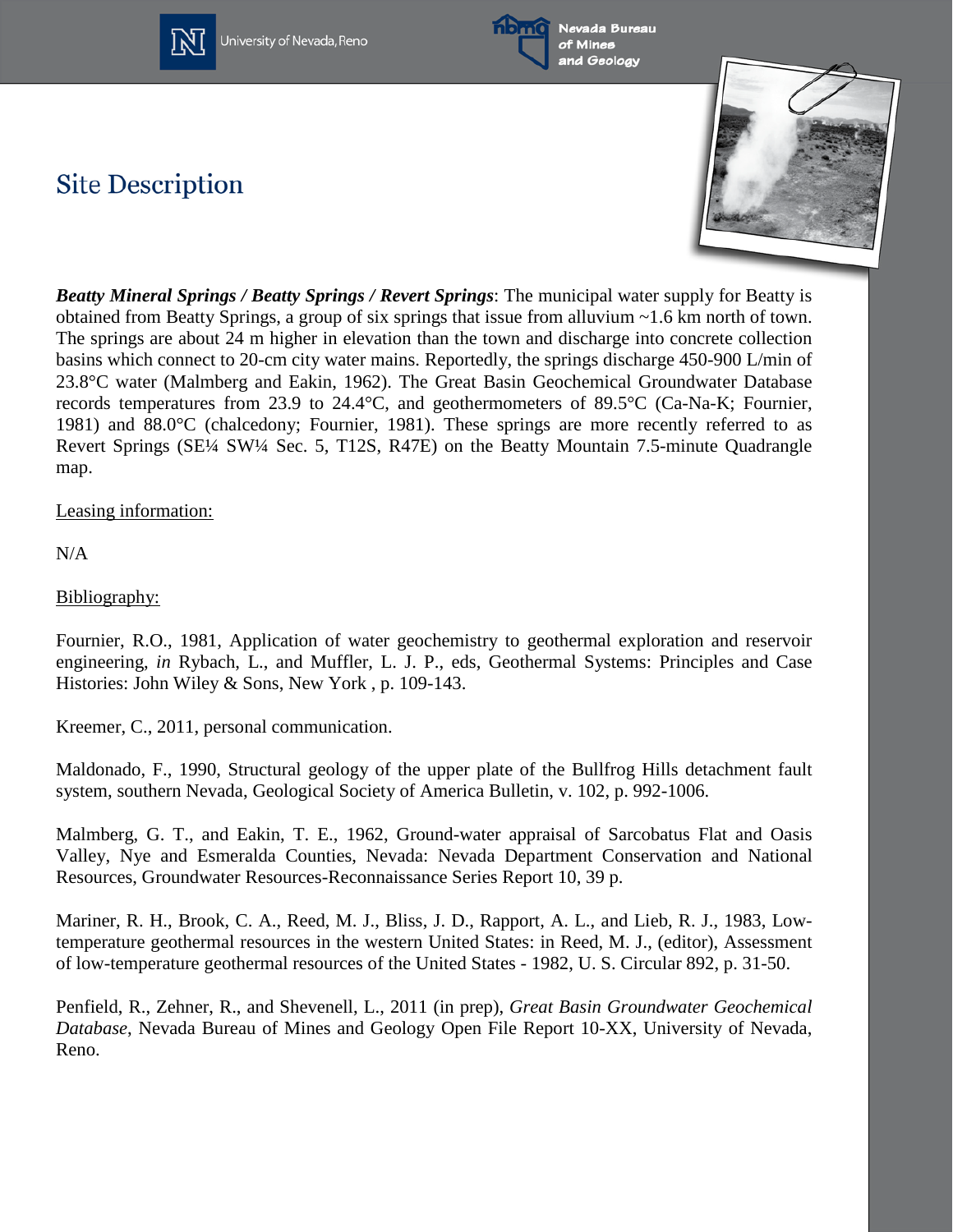## Site Description

***Beatty Mineral Springs / Beatty Springs / Revert Springs***: The municipal water supply for Beatty is obtained from Beatty Springs, a group of six springs that issue from alluvium ~1.6 km north of town. The springs are about 24 m higher in elevation than the town and discharge into concrete collection basins which connect to 20-cm city water mains. Reportedly, the springs discharge 450-900 L/min of 23.8°C water (Malmberg and Eakin, 1962). The Great Basin Geochemical Groundwater Database records temperatures from 23.9 to 24.4°C, and geothermometers of 89.5°C (Ca-Na-K; Fournier, 1981) and 88.0°C (chalcedony; Fournier, 1981). These springs are more recently referred to as Revert Springs (SE¼ SW¼ Sec. 5, T12S, R47E) on the Beatty Mountain 7.5-minute Quadrangle map.

Leasing information:

N/A

Bibliography:

Fournier, R.O., 1981, Application of water geochemistry to geothermal exploration and reservoir engineering, *in* Rybach, L., and Muffler, L. J. P., eds, Geothermal Systems: Principles and Case Histories: John Wiley & Sons, New York , p. 109-143.

Kreemer, C., 2011, personal communication.

Maldonado, F., 1990, Structural geology of the upper plate of the Bullfrog Hills detachment fault system, southern Nevada, Geological Society of America Bulletin, v. 102, p. 992-1006.

Malmberg, G. T., and Eakin, T. E., 1962, Ground-water appraisal of Sarcobatus Flat and Oasis Valley, Nye and Esmeralda Counties, Nevada: Nevada Department Conservation and National Resources, Groundwater Resources-Reconnaissance Series Report 10, 39 p.

Mariner, R. H., Brook, C. A., Reed, M. J., Bliss, J. D., Rapport, A. L., and Lieb, R. J., 1983, Low-temperature geothermal resources in the western United States: in Reed, M. J., (editor), Assessment of low-temperature geothermal resources of the United States - 1982, U. S. Circular 892, p. 31-50.

Penfield, R., Zehner, R., and Shevenell, L., 2011 (in prep), *Great Basin Groundwater Geochemical Database*, Nevada Bureau of Mines and Geology Open File Report 10-XX, University of Nevada, Reno.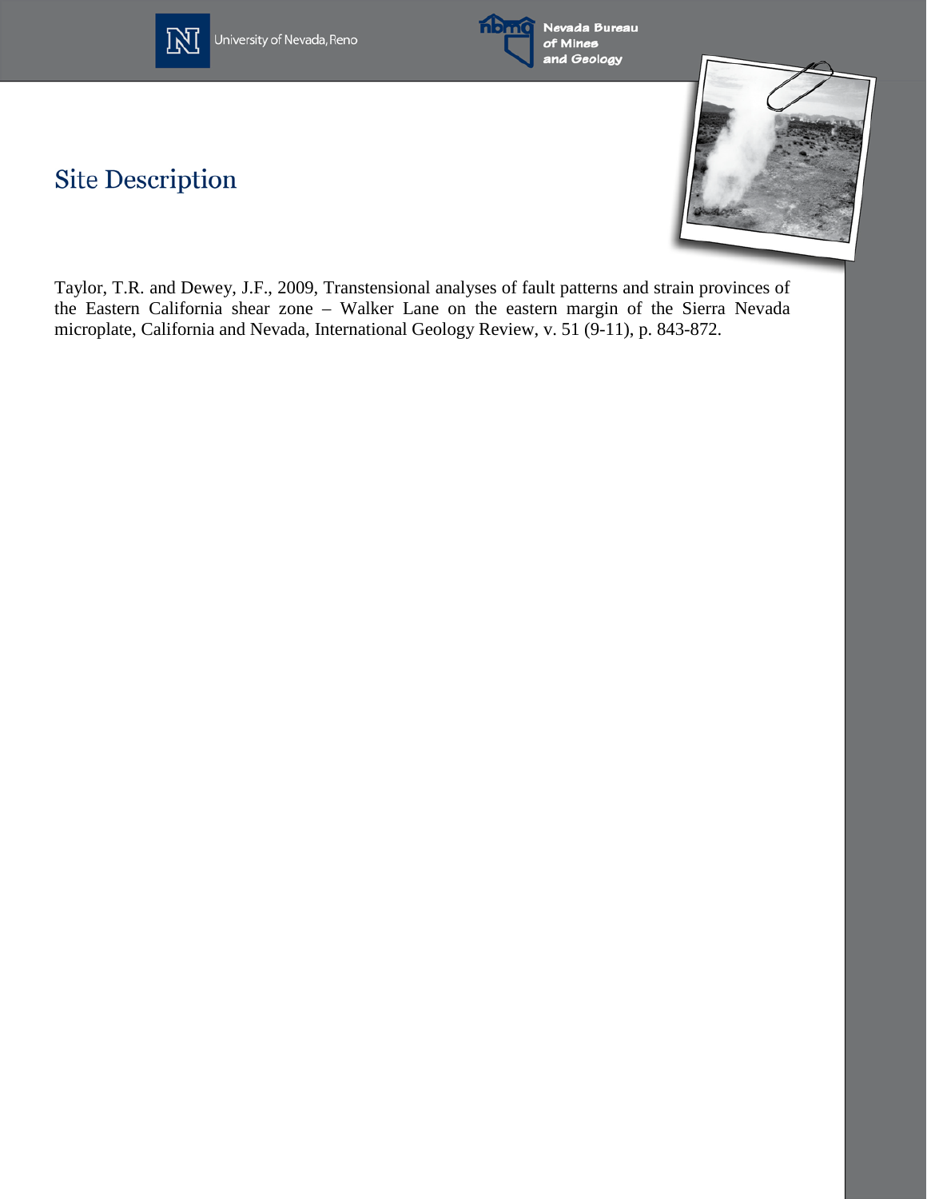# Site Description

Taylor, T.R. and Dewey, J.F., 2009, Transtensional analyses of fault patterns and strain provinces of the Eastern California shear zone – Walker Lane on the eastern margin of the Sierra Nevada microplate, California and Nevada, International Geology Review, v. 51 (9-11), p. 843-872.